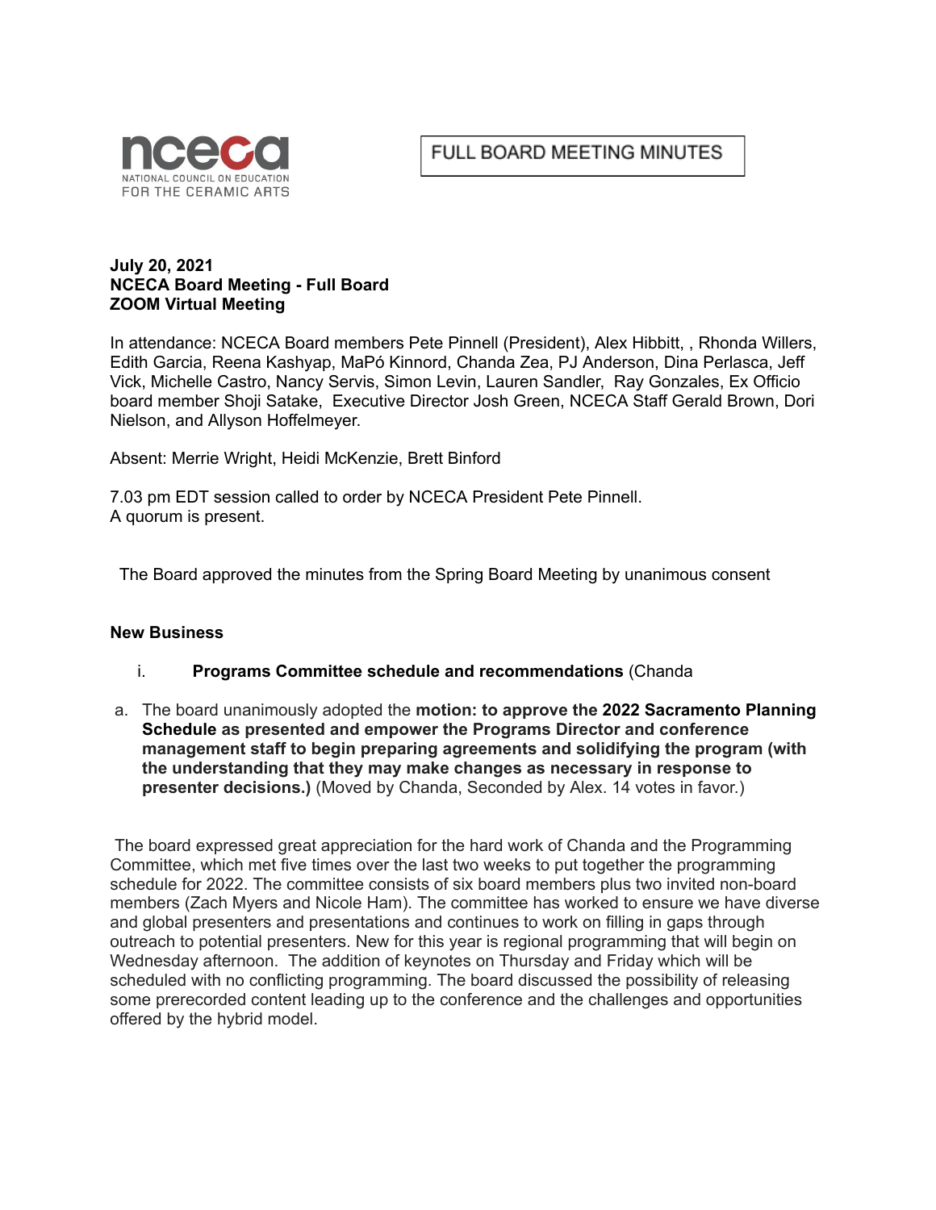nceca
NATIONAL COUNCIL ON EDUCATION FOR THE CERAMIC ARTS

# FULL BOARD MEETING MINUTES

**July 20, 2021**
**NCECA Board Meeting - Full Board**
**ZOOM Virtual Meeting**

In attendance: NCECA Board members Pete Pinnell (President), Alex Hibbitt, , Rhonda Willers, Edith Garcia, Reena Kashyap, MaPó Kinnord, Chanda Zea, PJ Anderson, Dina Perlasca, Jeff Vick, Michelle Castro, Nancy Servis, Simon Levin, Lauren Sandler, Ray Gonzales, Ex Officio board member Shoji Satake, Executive Director Josh Green, NCECA Staff Gerald Brown, Dori Nielson, and Allyson Hoffelmeyer.

Absent: Merrie Wright, Heidi McKenzie, Brett Binford

7.03 pm EDT session called to order by NCECA President Pete Pinnell.
A quorum is present.

The Board approved the minutes from the Spring Board Meeting by unanimous consent

## New Business

i. **Programs Committee schedule and recommendations** (Chanda

a. The board unanimously adopted the **motion: to approve the 2022 Sacramento Planning Schedule as presented and empower the Programs Director and conference management staff to begin preparing agreements and solidifying the program (with the understanding that they may make changes as necessary in response to presenter decisions.)** (Moved by Chanda, Seconded by Alex. 14 votes in favor.)

The board expressed great appreciation for the hard work of Chanda and the Programming Committee, which met five times over the last two weeks to put together the programming schedule for 2022. The committee consists of six board members plus two invited non-board members (Zach Myers and Nicole Ham). The committee has worked to ensure we have diverse and global presenters and presentations and continues to work on filling in gaps through outreach to potential presenters. New for this year is regional programming that will begin on Wednesday afternoon. The addition of keynotes on Thursday and Friday which will be scheduled with no conflicting programming. The board discussed the possibility of releasing some prerecorded content leading up to the conference and the challenges and opportunities offered by the hybrid model.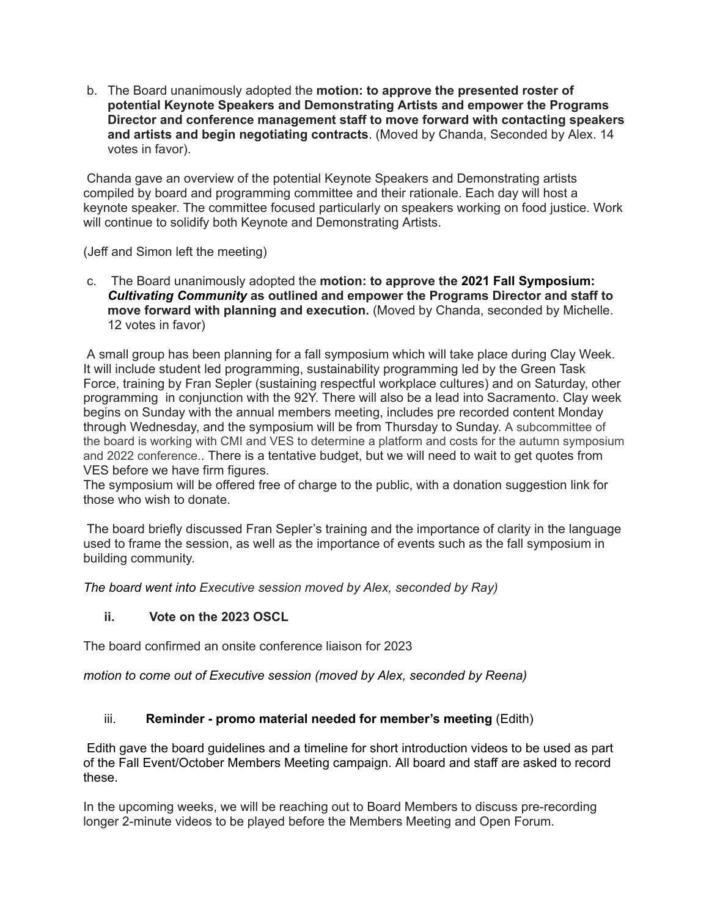b. The Board unanimously adopted the **motion: to approve the presented roster of potential Keynote Speakers and Demonstrating Artists and empower the Programs Director and conference management staff to move forward with contacting speakers and artists and begin negotiating contracts**. (Moved by Chanda, Seconded by Alex. 14 votes in favor).

Chanda gave an overview of the potential Keynote Speakers and Demonstrating artists compiled by board and programming committee and their rationale. Each day will host a keynote speaker. The committee focused particularly on speakers working on food justice. Work will continue to solidify both Keynote and Demonstrating Artists.

(Jeff and Simon left the meeting)

c. The Board unanimously adopted the **motion: to approve the 2021 Fall Symposium: *Cultivating Community* as outlined and empower the Programs Director and staff to move forward with planning and execution.** (Moved by Chanda, seconded by Michelle. 12 votes in favor)

A small group has been planning for a fall symposium which will take place during Clay Week. It will include student led programming, sustainability programming led by the Green Task Force, training by Fran Sepler (sustaining respectful workplace cultures) and on Saturday, other programming in conjunction with the 92Y. There will also be a lead into Sacramento. Clay week begins on Sunday with the annual members meeting, includes pre recorded content Monday through Wednesday, and the symposium will be from Thursday to Sunday. A subcommittee of the board is working with CMI and VES to determine a platform and costs for the autumn symposium and 2022 conference.. There is a tentative budget, but we will need to wait to get quotes from VES before we have firm figures.
The symposium will be offered free of charge to the public, with a donation suggestion link for those who wish to donate.

The board briefly discussed Fran Sepler's training and the importance of clarity in the language used to frame the session, as well as the importance of events such as the fall symposium in building community.

*The board went into Executive session moved by Alex, seconded by Ray)*

**ii. Vote on the 2023 OSCL**

The board confirmed an onsite conference liaison for 2023

*motion to come out of Executive session (moved by Alex, seconded by Reena)*

iii. **Reminder - promo material needed for member's meeting** (Edith)

Edith gave the board guidelines and a timeline for short introduction videos to be used as part of the Fall Event/October Members Meeting campaign. All board and staff are asked to record these.

In the upcoming weeks, we will be reaching out to Board Members to discuss pre-recording longer 2-minute videos to be played before the Members Meeting and Open Forum.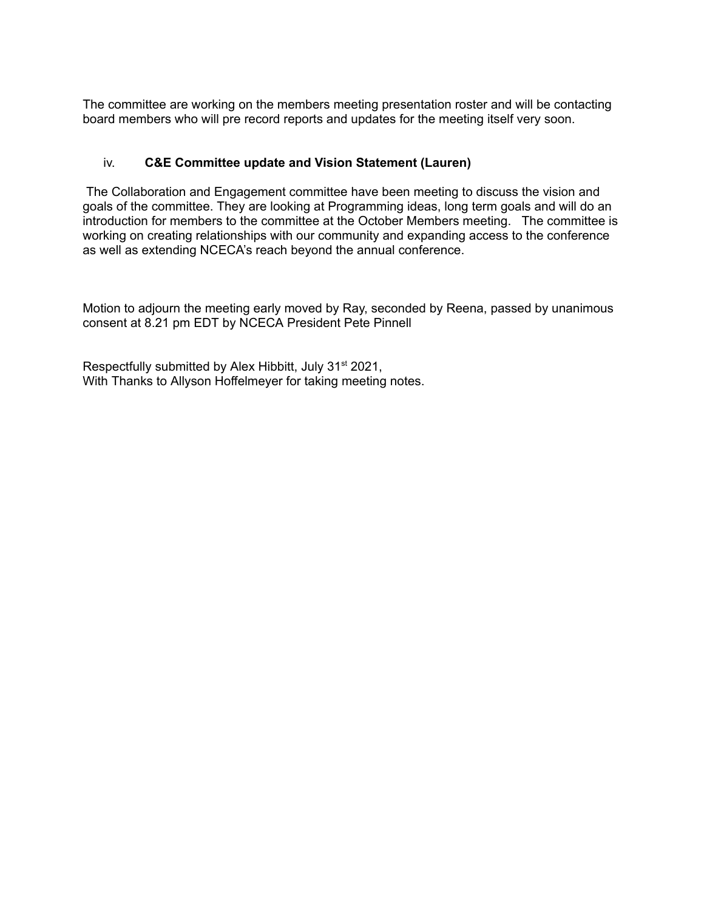The committee are working on the members meeting presentation roster and will be contacting board members who will pre record reports and updates for the meeting itself very soon.

iv. **C&E Committee update and Vision Statement (Lauren)**

The Collaboration and Engagement committee have been meeting to discuss the vision and goals of the committee. They are looking at Programming ideas, long term goals and will do an introduction for members to the committee at the October Members meeting. The committee is working on creating relationships with our community and expanding access to the conference as well as extending NCECA's reach beyond the annual conference.

Motion to adjourn the meeting early moved by Ray, seconded by Reena, passed by unanimous consent at 8.21 pm EDT by NCECA President Pete Pinnell

Respectfully submitted by Alex Hibbitt, July 31st 2021,
With Thanks to Allyson Hoffelmeyer for taking meeting notes.